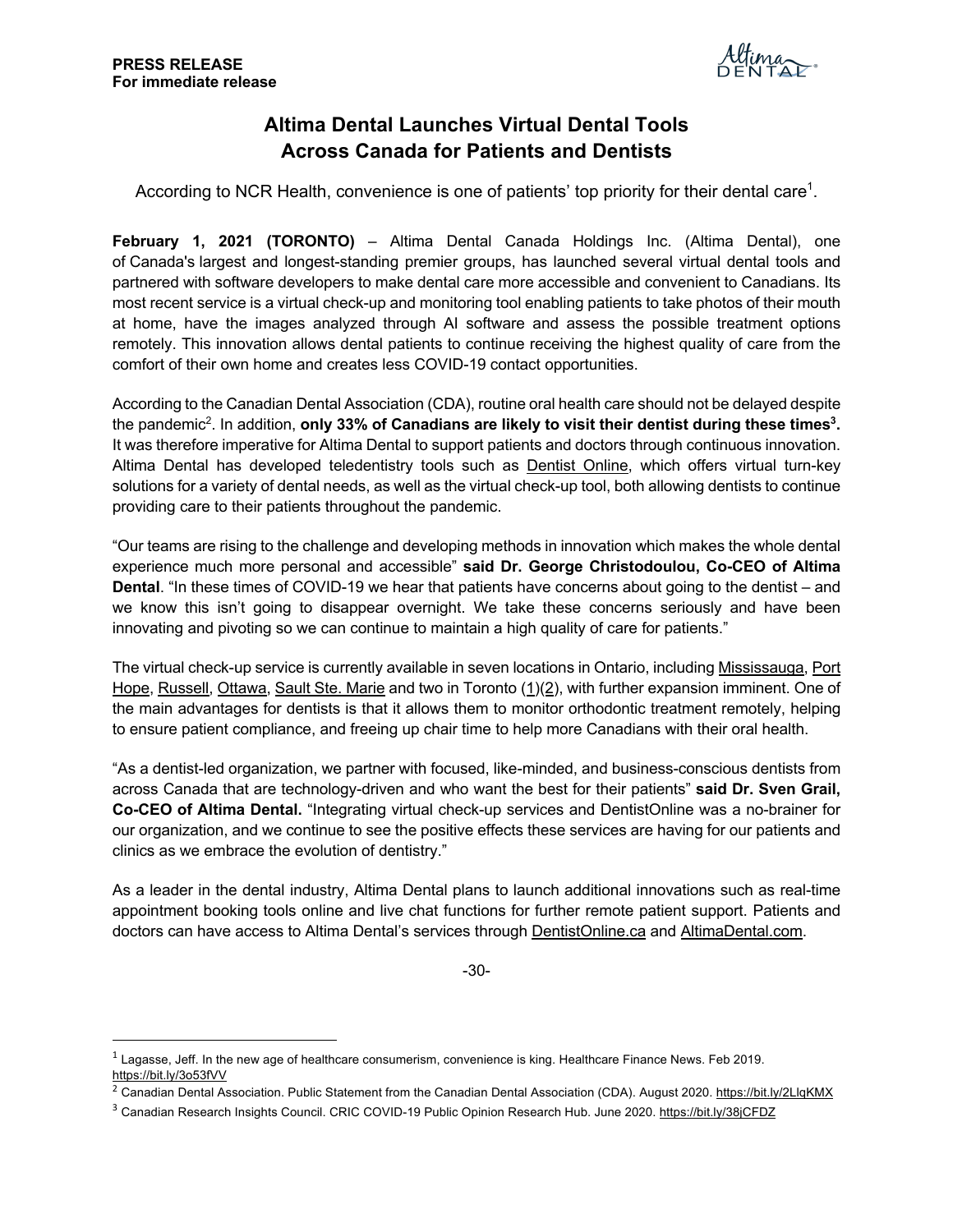**PRESS RELEASE**
**For immediate release**

# Altima Dental Launches Virtual Dental Tools Across Canada for Patients and Dentists

According to NCR Health, convenience is one of patients' top priority for their dental care[1].

**February 1, 2021 (TORONTO)** – Altima Dental Canada Holdings Inc. (Altima Dental), one of Canada's largest and longest-standing premier groups, has launched several virtual dental tools and partnered with software developers to make dental care more accessible and convenient to Canadians. Its most recent service is a virtual check-up and monitoring tool enabling patients to take photos of their mouth at home, have the images analyzed through AI software and assess the possible treatment options remotely. This innovation allows dental patients to continue receiving the highest quality of care from the comfort of their own home and creates less COVID-19 contact opportunities.

According to the Canadian Dental Association (CDA), routine oral health care should not be delayed despite the pandemic[2]. In addition, **only 33% of Canadians are likely to visit their dentist during these times[3].** It was therefore imperative for Altima Dental to support patients and doctors through continuous innovation. Altima Dental has developed teledentistry tools such as Dentist Online, which offers virtual turn-key solutions for a variety of dental needs, as well as the virtual check-up tool, both allowing dentists to continue providing care to their patients throughout the pandemic.

"Our teams are rising to the challenge and developing methods in innovation which makes the whole dental experience much more personal and accessible" **said Dr. George Christodoulou, Co-CEO of Altima Dental**. "In these times of COVID-19 we hear that patients have concerns about going to the dentist – and we know this isn't going to disappear overnight. We take these concerns seriously and have been innovating and pivoting so we can continue to maintain a high quality of care for patients."

The virtual check-up service is currently available in seven locations in Ontario, including Mississauga, Port Hope, Russell, Ottawa, Sault Ste. Marie and two in Toronto (1)(2), with further expansion imminent. One of the main advantages for dentists is that it allows them to monitor orthodontic treatment remotely, helping to ensure patient compliance, and freeing up chair time to help more Canadians with their oral health.

"As a dentist-led organization, we partner with focused, like-minded, and business-conscious dentists from across Canada that are technology-driven and who want the best for their patients" **said Dr. Sven Grail, Co-CEO of Altima Dental.** "Integrating virtual check-up services and DentistOnline was a no-brainer for our organization, and we continue to see the positive effects these services are having for our patients and clinics as we embrace the evolution of dentistry."

As a leader in the dental industry, Altima Dental plans to launch additional innovations such as real-time appointment booking tools online and live chat functions for further remote patient support. Patients and doctors can have access to Altima Dental's services through DentistOnline.ca and AltimaDental.com.

-30-

---

[1] Lagasse, Jeff. In the new age of healthcare consumerism, convenience is king. Healthcare Finance News. Feb 2019. https://bit.ly/3o53fVV

[2] Canadian Dental Association. Public Statement from the Canadian Dental Association (CDA). August 2020. https://bit.ly/2LlqKMX

[3] Canadian Research Insights Council. CRIC COVID-19 Public Opinion Research Hub. June 2020. https://bit.ly/38jCFDZ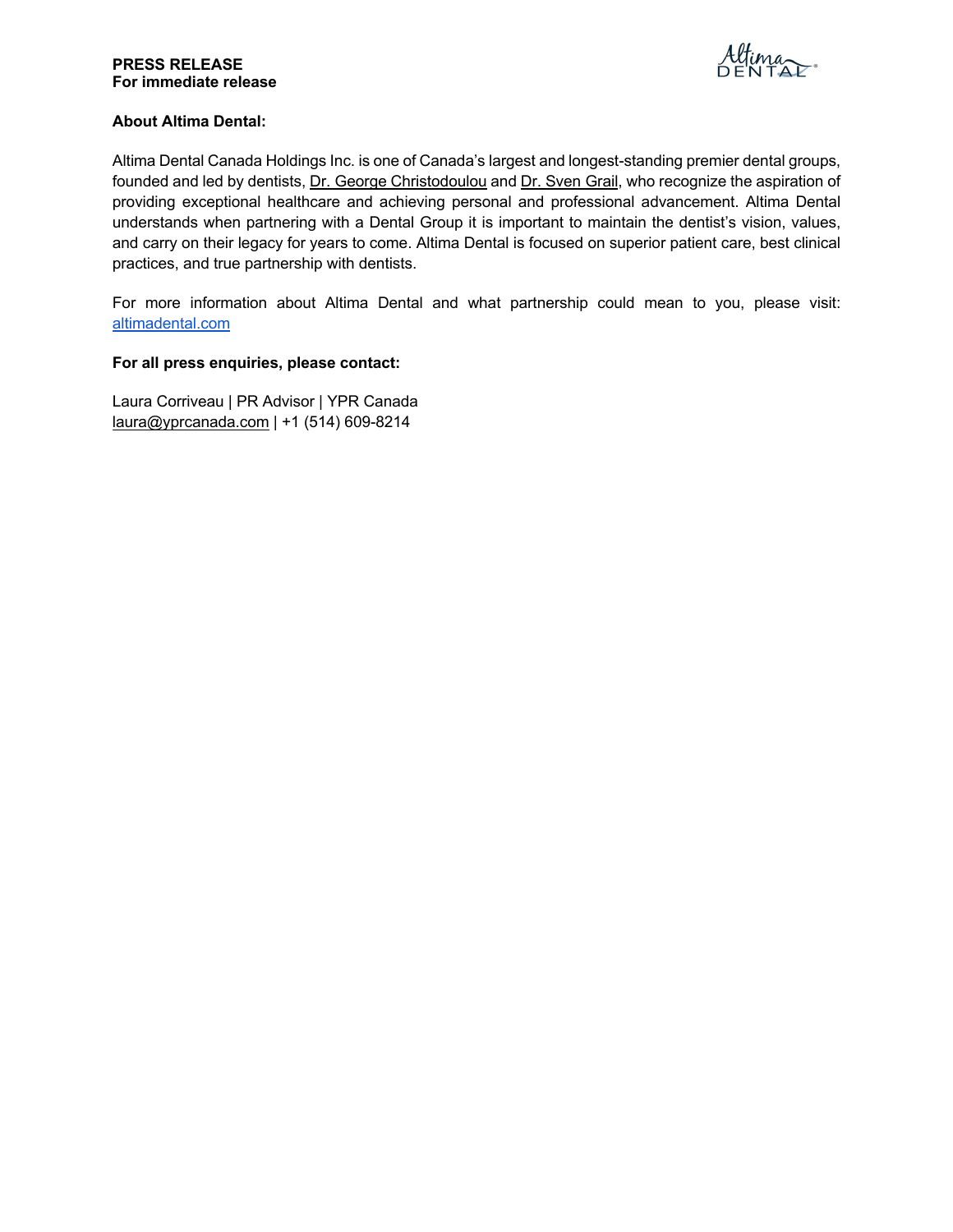**PRESS RELEASE**
**For immediate release**

**About Altima Dental:**

Altima Dental Canada Holdings Inc. is one of Canada's largest and longest-standing premier dental groups, founded and led by dentists, Dr. George Christodoulou and Dr. Sven Grail, who recognize the aspiration of providing exceptional healthcare and achieving personal and professional advancement. Altima Dental understands when partnering with a Dental Group it is important to maintain the dentist's vision, values, and carry on their legacy for years to come. Altima Dental is focused on superior patient care, best clinical practices, and true partnership with dentists.

For more information about Altima Dental and what partnership could mean to you, please visit: altimadental.com

**For all press enquiries, please contact:**

Laura Corriveau | PR Advisor | YPR Canada
laura@yprcanada.com | +1 (514) 609-8214